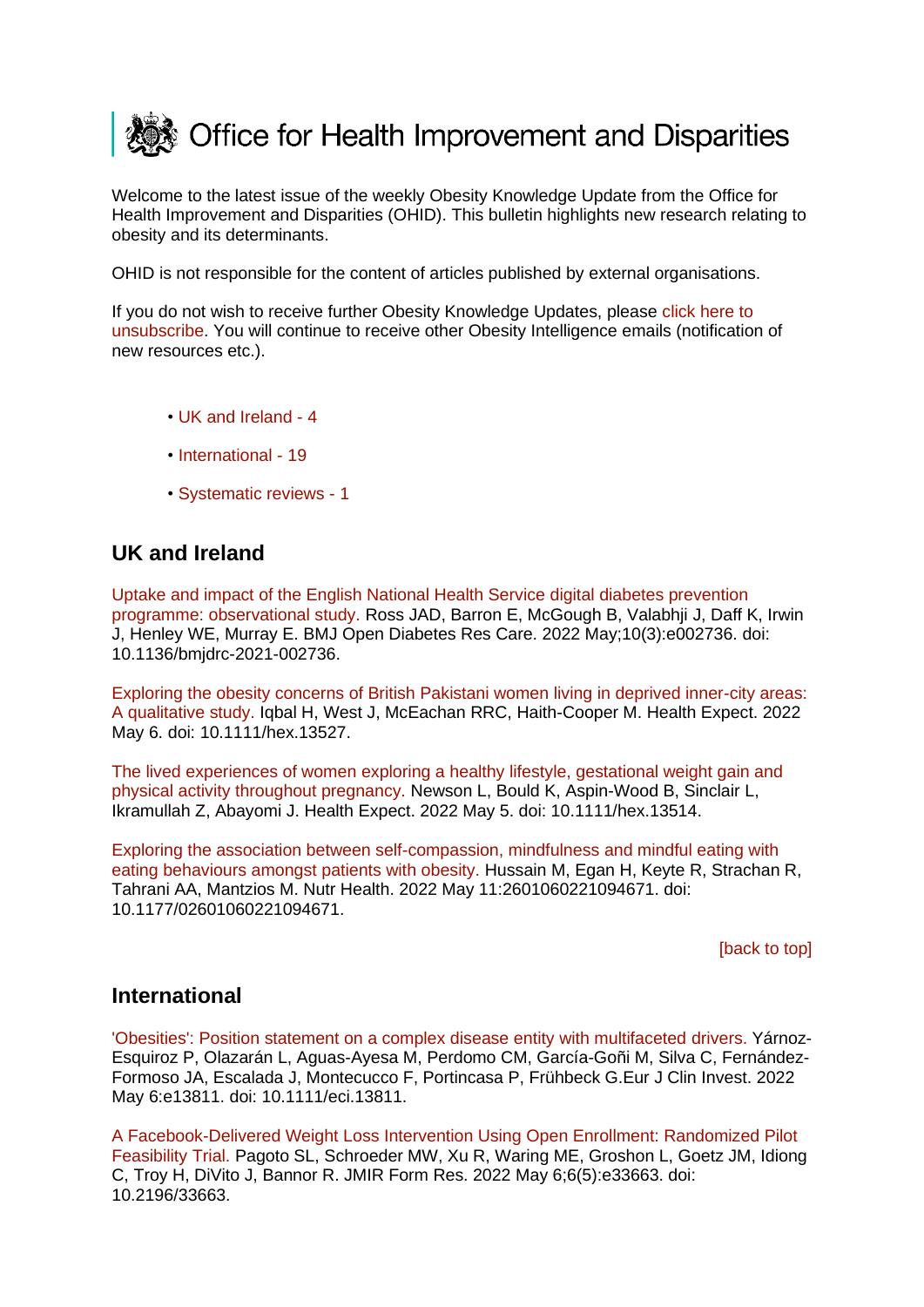# Office for Health Improvement and Disparities

Welcome to the latest issue of the weekly Obesity Knowledge Update from the Office for Health Improvement and Disparities (OHID). This bulletin highlights new research relating to obesity and its determinants.

OHID is not responsible for the content of articles published by external organisations.

If you do not wish to receive further Obesity Knowledge Updates, please click here to unsubscribe. You will continue to receive other Obesity Intelligence emails (notification of new resources etc.).

- UK and Ireland - 4
- International - 19
- Systematic reviews - 1

## UK and Ireland

Uptake and impact of the English National Health Service digital diabetes prevention programme: observational study. Ross JAD, Barron E, McGough B, Valabhji J, Daff K, Irwin J, Henley WE, Murray E. BMJ Open Diabetes Res Care. 2022 May;10(3):e002736. doi: 10.1136/bmjdrc-2021-002736.

Exploring the obesity concerns of British Pakistani women living in deprived inner-city areas: A qualitative study. Iqbal H, West J, McEachan RRC, Haith-Cooper M. Health Expect. 2022 May 6. doi: 10.1111/hex.13527.

The lived experiences of women exploring a healthy lifestyle, gestational weight gain and physical activity throughout pregnancy. Newson L, Bould K, Aspin-Wood B, Sinclair L, Ikramullah Z, Abayomi J. Health Expect. 2022 May 5. doi: 10.1111/hex.13514.

Exploring the association between self-compassion, mindfulness and mindful eating with eating behaviours amongst patients with obesity. Hussain M, Egan H, Keyte R, Strachan R, Tahrani AA, Mantzios M. Nutr Health. 2022 May 11:2601060221094671. doi: 10.1177/02601060221094671.

[back to top]

## International

'Obesities': Position statement on a complex disease entity with multifaceted drivers. Yárnoz-Esquiroz P, Olazarán L, Aguas-Ayesa M, Perdomo CM, García-Goñi M, Silva C, Fernández-Formoso JA, Escalada J, Montecucco F, Portincasa P, Frühbeck G.Eur J Clin Invest. 2022 May 6:e13811. doi: 10.1111/eci.13811.

A Facebook-Delivered Weight Loss Intervention Using Open Enrollment: Randomized Pilot Feasibility Trial. Pagoto SL, Schroeder MW, Xu R, Waring ME, Groshon L, Goetz JM, Idiong C, Troy H, DiVito J, Bannor R. JMIR Form Res. 2022 May 6;6(5):e33663. doi: 10.2196/33663.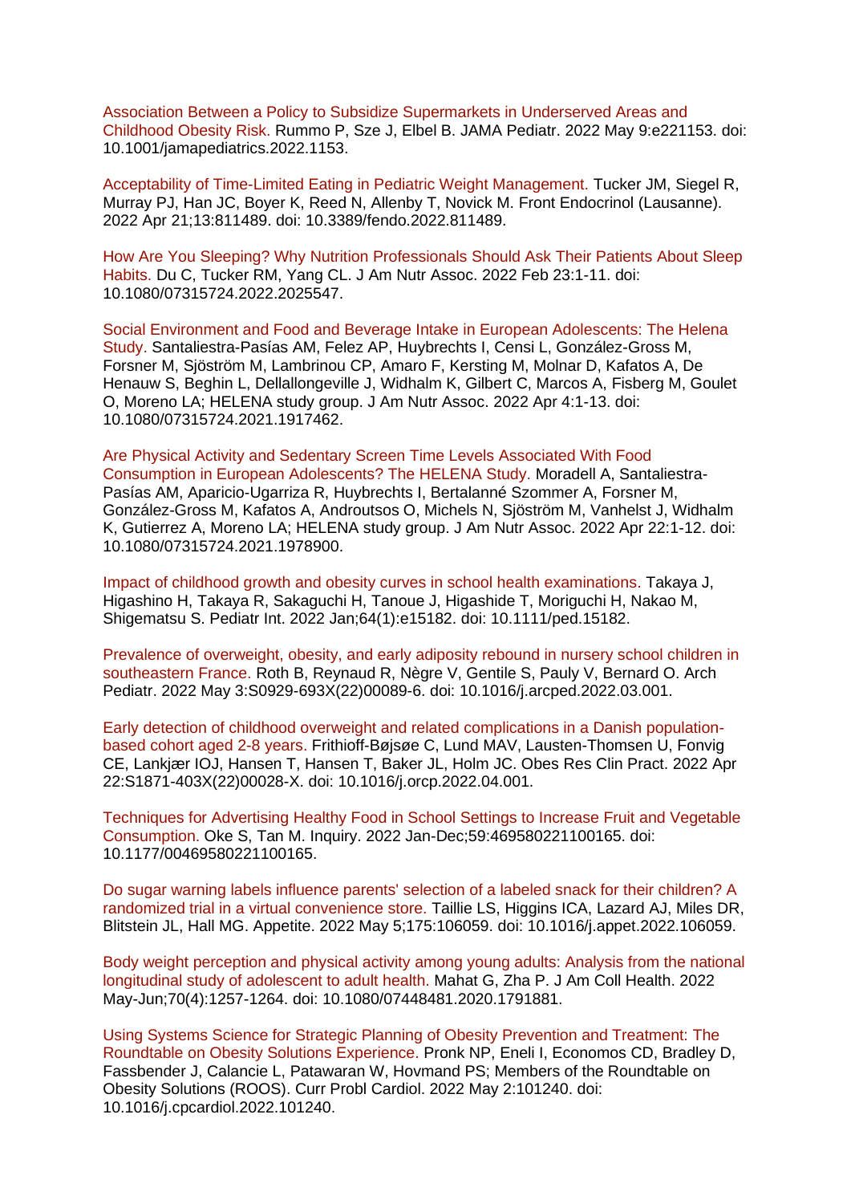Association Between a Policy to Subsidize Supermarkets in Underserved Areas and Childhood Obesity Risk. Rummo P, Sze J, Elbel B. JAMA Pediatr. 2022 May 9:e221153. doi: 10.1001/jamapediatrics.2022.1153.

Acceptability of Time-Limited Eating in Pediatric Weight Management. Tucker JM, Siegel R, Murray PJ, Han JC, Boyer K, Reed N, Allenby T, Novick M. Front Endocrinol (Lausanne). 2022 Apr 21;13:811489. doi: 10.3389/fendo.2022.811489.

How Are You Sleeping? Why Nutrition Professionals Should Ask Their Patients About Sleep Habits. Du C, Tucker RM, Yang CL. J Am Nutr Assoc. 2022 Feb 23:1-11. doi: 10.1080/07315724.2022.2025547.

Social Environment and Food and Beverage Intake in European Adolescents: The Helena Study. Santaliestra-Pasías AM, Felez AP, Huybrechts I, Censi L, González-Gross M, Forsner M, Sjöström M, Lambrinou CP, Amaro F, Kersting M, Molnar D, Kafatos A, De Henauw S, Beghin L, Dellallongeville J, Widhalm K, Gilbert C, Marcos A, Fisberg M, Goulet O, Moreno LA; HELENA study group. J Am Nutr Assoc. 2022 Apr 4:1-13. doi: 10.1080/07315724.2021.1917462.

Are Physical Activity and Sedentary Screen Time Levels Associated With Food Consumption in European Adolescents? The HELENA Study. Moradell A, Santaliestra-Pasías AM, Aparicio-Ugarriza R, Huybrechts I, Bertalanné Szommer A, Forsner M, González-Gross M, Kafatos A, Androutsos O, Michels N, Sjöström M, Vanhelst J, Widhalm K, Gutierrez A, Moreno LA; HELENA study group. J Am Nutr Assoc. 2022 Apr 22:1-12. doi: 10.1080/07315724.2021.1978900.

Impact of childhood growth and obesity curves in school health examinations. Takaya J, Higashino H, Takaya R, Sakaguchi H, Tanoue J, Higashide T, Moriguchi H, Nakao M, Shigematsu S. Pediatr Int. 2022 Jan;64(1):e15182. doi: 10.1111/ped.15182.

Prevalence of overweight, obesity, and early adiposity rebound in nursery school children in southeastern France. Roth B, Reynaud R, Nègre V, Gentile S, Pauly V, Bernard O. Arch Pediatr. 2022 May 3:S0929-693X(22)00089-6. doi: 10.1016/j.arcped.2022.03.001.

Early detection of childhood overweight and related complications in a Danish population-based cohort aged 2-8 years. Frithioff-Bøjsøe C, Lund MAV, Lausten-Thomsen U, Fonvig CE, Lankjær IOJ, Hansen T, Hansen T, Baker JL, Holm JC. Obes Res Clin Pract. 2022 Apr 22:S1871-403X(22)00028-X. doi: 10.1016/j.orcp.2022.04.001.

Techniques for Advertising Healthy Food in School Settings to Increase Fruit and Vegetable Consumption. Oke S, Tan M. Inquiry. 2022 Jan-Dec;59:469580221100165. doi: 10.1177/00469580221100165.

Do sugar warning labels influence parents' selection of a labeled snack for their children? A randomized trial in a virtual convenience store. Taillie LS, Higgins ICA, Lazard AJ, Miles DR, Blitstein JL, Hall MG. Appetite. 2022 May 5;175:106059. doi: 10.1016/j.appet.2022.106059.

Body weight perception and physical activity among young adults: Analysis from the national longitudinal study of adolescent to adult health. Mahat G, Zha P. J Am Coll Health. 2022 May-Jun;70(4):1257-1264. doi: 10.1080/07448481.2020.1791881.

Using Systems Science for Strategic Planning of Obesity Prevention and Treatment: The Roundtable on Obesity Solutions Experience. Pronk NP, Eneli I, Economos CD, Bradley D, Fassbender J, Calancie L, Patawaran W, Hovmand PS; Members of the Roundtable on Obesity Solutions (ROOS). Curr Probl Cardiol. 2022 May 2:101240. doi: 10.1016/j.cpcardiol.2022.101240.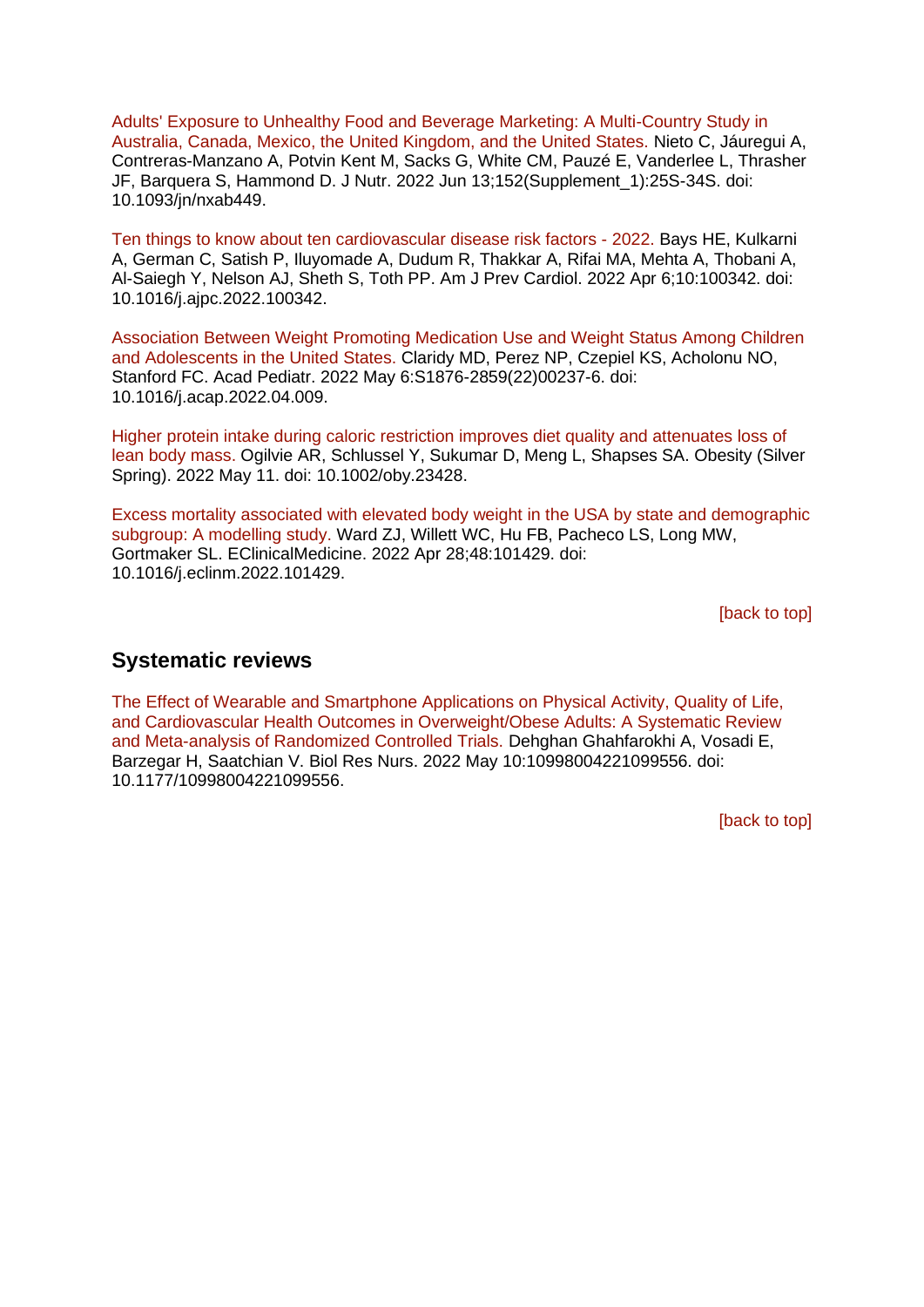Adults' Exposure to Unhealthy Food and Beverage Marketing: A Multi-Country Study in Australia, Canada, Mexico, the United Kingdom, and the United States. Nieto C, Jáuregui A, Contreras-Manzano A, Potvin Kent M, Sacks G, White CM, Pauzé E, Vanderlee L, Thrasher JF, Barquera S, Hammond D. J Nutr. 2022 Jun 13;152(Supplement_1):25S-34S. doi: 10.1093/jn/nxab449.

Ten things to know about ten cardiovascular disease risk factors - 2022. Bays HE, Kulkarni A, German C, Satish P, Iluyomade A, Dudum R, Thakkar A, Rifai MA, Mehta A, Thobani A, Al-Saiegh Y, Nelson AJ, Sheth S, Toth PP. Am J Prev Cardiol. 2022 Apr 6;10:100342. doi: 10.1016/j.ajpc.2022.100342.

Association Between Weight Promoting Medication Use and Weight Status Among Children and Adolescents in the United States. Claridy MD, Perez NP, Czepiel KS, Acholonu NO, Stanford FC. Acad Pediatr. 2022 May 6:S1876-2859(22)00237-6. doi: 10.1016/j.acap.2022.04.009.

Higher protein intake during caloric restriction improves diet quality and attenuates loss of lean body mass. Ogilvie AR, Schlussel Y, Sukumar D, Meng L, Shapses SA. Obesity (Silver Spring). 2022 May 11. doi: 10.1002/oby.23428.

Excess mortality associated with elevated body weight in the USA by state and demographic subgroup: A modelling study. Ward ZJ, Willett WC, Hu FB, Pacheco LS, Long MW, Gortmaker SL. EClinicalMedicine. 2022 Apr 28;48:101429. doi: 10.1016/j.eclinm.2022.101429.

[back to top]

## Systematic reviews

The Effect of Wearable and Smartphone Applications on Physical Activity, Quality of Life, and Cardiovascular Health Outcomes in Overweight/Obese Adults: A Systematic Review and Meta-analysis of Randomized Controlled Trials. Dehghan Ghahfarokhi A, Vosadi E, Barzegar H, Saatchian V. Biol Res Nurs. 2022 May 10:10998004221099556. doi: 10.1177/10998004221099556.

[back to top]